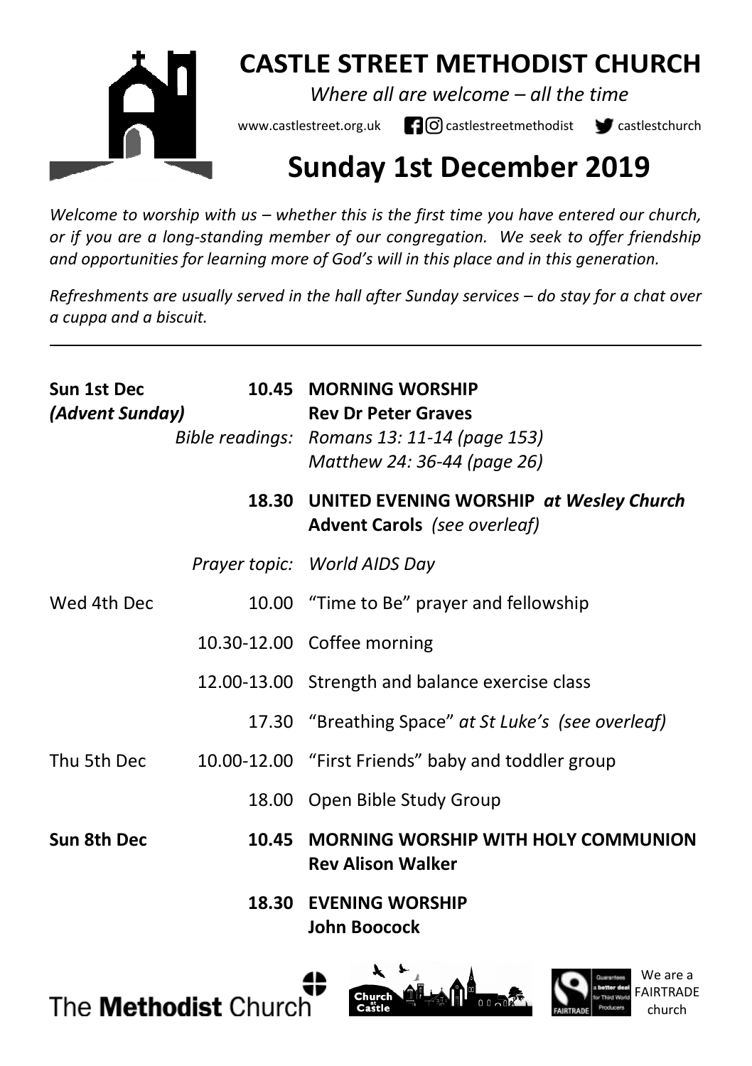# CASTLE STREET METHODIST CHURCH

*Where all are welcome – all the time*

www.castlestreet.org.uk castlestreetmethodist castlestchurch

## Sunday 1st December 2019

*Welcome to worship with us – whether this is the first time you have entered our church, or if you are a long-standing member of our congregation. We seek to offer friendship and opportunities for learning more of God's will in this place and in this generation.*

*Refreshments are usually served in the hall after Sunday services – do stay for a chat over a cuppa and a biscuit.*

---

| | | |
|---|---|---|
| **Sun 1st Dec** *(Advent Sunday)* | **10.45** | **MORNING WORSHIP** **Rev Dr Peter Graves** |
| | *Bible readings:* | *Romans 13: 11-14 (page 153)* *Matthew 24: 36-44 (page 26)* |
| | **18.30** | **UNITED EVENING WORSHIP** ***at Wesley Church*** **Advent Carols** *(see overleaf)* |
| | *Prayer topic:* | *World AIDS Day* |
| Wed 4th Dec | 10.00 | "Time to Be" prayer and fellowship |
| | 10.30-12.00 | Coffee morning |
| | 12.00-13.00 | Strength and balance exercise class |
| | 17.30 | "Breathing Space" *at St Luke's (see overleaf)* |
| Thu 5th Dec | 10.00-12.00 | "First Friends" baby and toddler group |
| | 18.00 | Open Bible Study Group |
| **Sun 8th Dec** | **10.45** | **MORNING WORSHIP WITH HOLY COMMUNION** **Rev Alison Walker** |
| | **18.30** | **EVENING WORSHIP** **John Boocock** |

The **Methodist** Church

We are a FAIRTRADE church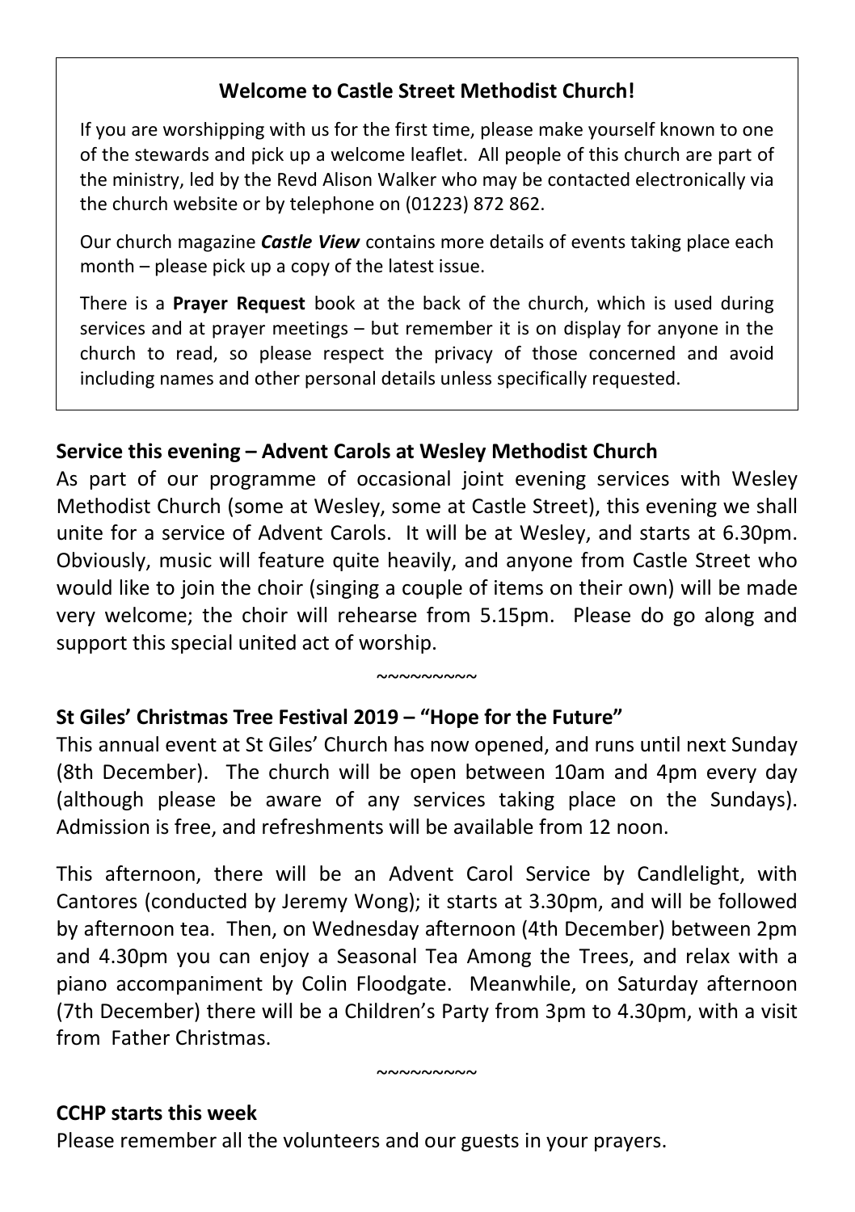## Welcome to Castle Street Methodist Church!

If you are worshipping with us for the first time, please make yourself known to one of the stewards and pick up a welcome leaflet. All people of this church are part of the ministry, led by the Revd Alison Walker who may be contacted electronically via the church website or by telephone on (01223) 872 862.

Our church magazine ***Castle View*** contains more details of events taking place each month – please pick up a copy of the latest issue.

There is a **Prayer Request** book at the back of the church, which is used during services and at prayer meetings – but remember it is on display for anyone in the church to read, so please respect the privacy of those concerned and avoid including names and other personal details unless specifically requested.

**Service this evening – Advent Carols at Wesley Methodist Church**

As part of our programme of occasional joint evening services with Wesley Methodist Church (some at Wesley, some at Castle Street), this evening we shall unite for a service of Advent Carols. It will be at Wesley, and starts at 6.30pm. Obviously, music will feature quite heavily, and anyone from Castle Street who would like to join the choir (singing a couple of items on their own) will be made very welcome; the choir will rehearse from 5.15pm. Please do go along and support this special united act of worship.

~~~~~~~~~

**St Giles' Christmas Tree Festival 2019 – "Hope for the Future"**

This annual event at St Giles' Church has now opened, and runs until next Sunday (8th December). The church will be open between 10am and 4pm every day (although please be aware of any services taking place on the Sundays). Admission is free, and refreshments will be available from 12 noon.

This afternoon, there will be an Advent Carol Service by Candlelight, with Cantores (conducted by Jeremy Wong); it starts at 3.30pm, and will be followed by afternoon tea. Then, on Wednesday afternoon (4th December) between 2pm and 4.30pm you can enjoy a Seasonal Tea Among the Trees, and relax with a piano accompaniment by Colin Floodgate. Meanwhile, on Saturday afternoon (7th December) there will be a Children's Party from 3pm to 4.30pm, with a visit from Father Christmas.

~~~~~~~~~

**CCHP starts this week**

Please remember all the volunteers and our guests in your prayers.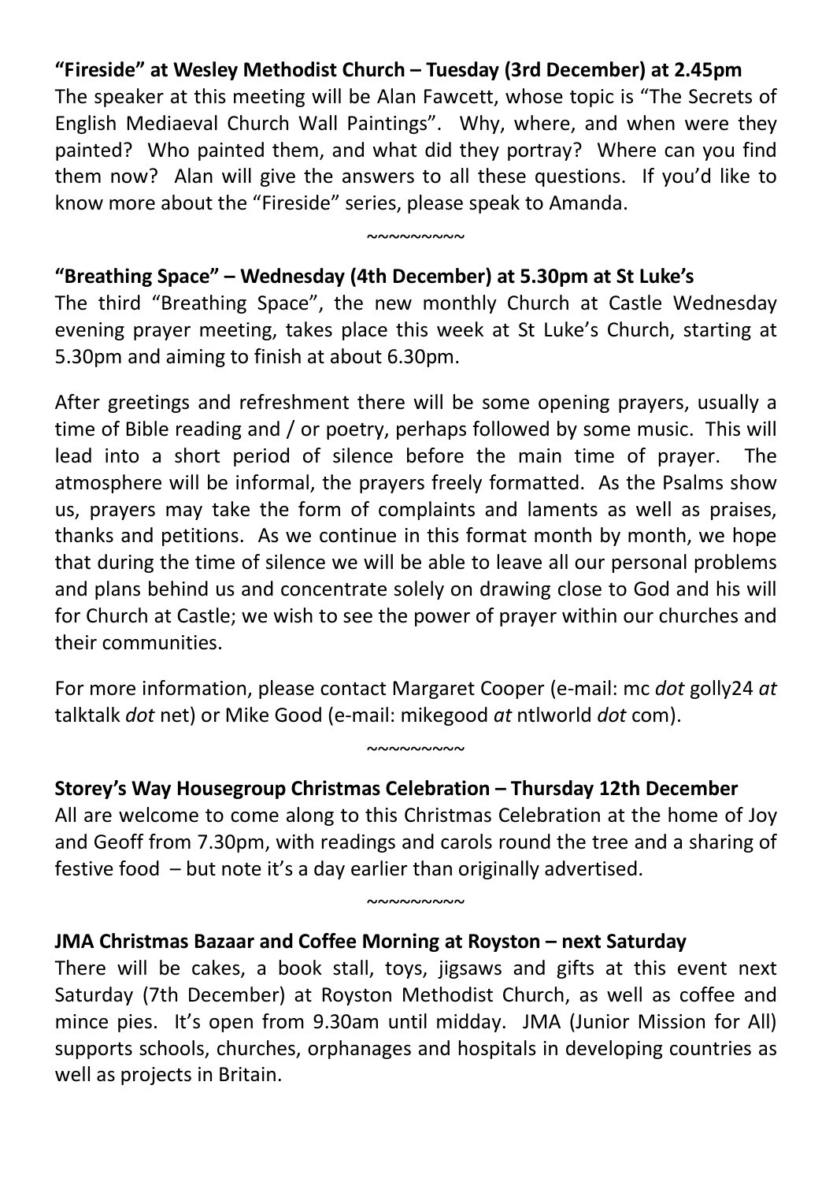**“Fireside” at Wesley Methodist Church – Tuesday (3rd December) at 2.45pm**
The speaker at this meeting will be Alan Fawcett, whose topic is “The Secrets of English Mediaeval Church Wall Paintings”. Why, where, and when were they painted? Who painted them, and what did they portray? Where can you find them now? Alan will give the answers to all these questions. If you’d like to know more about the “Fireside” series, please speak to Amanda.

~~~~~~~~~

**“Breathing Space” – Wednesday (4th December) at 5.30pm at St Luke’s**
The third “Breathing Space”, the new monthly Church at Castle Wednesday evening prayer meeting, takes place this week at St Luke’s Church, starting at 5.30pm and aiming to finish at about 6.30pm.

After greetings and refreshment there will be some opening prayers, usually a time of Bible reading and / or poetry, perhaps followed by some music. This will lead into a short period of silence before the main time of prayer. The atmosphere will be informal, the prayers freely formatted. As the Psalms show us, prayers may take the form of complaints and laments as well as praises, thanks and petitions. As we continue in this format month by month, we hope that during the time of silence we will be able to leave all our personal problems and plans behind us and concentrate solely on drawing close to God and his will for Church at Castle; we wish to see the power of prayer within our churches and their communities.

For more information, please contact Margaret Cooper (e-mail: mc *dot* golly24 *at* talktalk *dot* net) or Mike Good (e-mail: mikegood *at* ntlworld *dot* com).

~~~~~~~~~

**Storey’s Way Housegroup Christmas Celebration – Thursday 12th December**
All are welcome to come along to this Christmas Celebration at the home of Joy and Geoff from 7.30pm, with readings and carols round the tree and a sharing of festive food – but note it’s a day earlier than originally advertised.

~~~~~~~~~

**JMA Christmas Bazaar and Coffee Morning at Royston – next Saturday**
There will be cakes, a book stall, toys, jigsaws and gifts at this event next Saturday (7th December) at Royston Methodist Church, as well as coffee and mince pies. It’s open from 9.30am until midday. JMA (Junior Mission for All) supports schools, churches, orphanages and hospitals in developing countries as well as projects in Britain.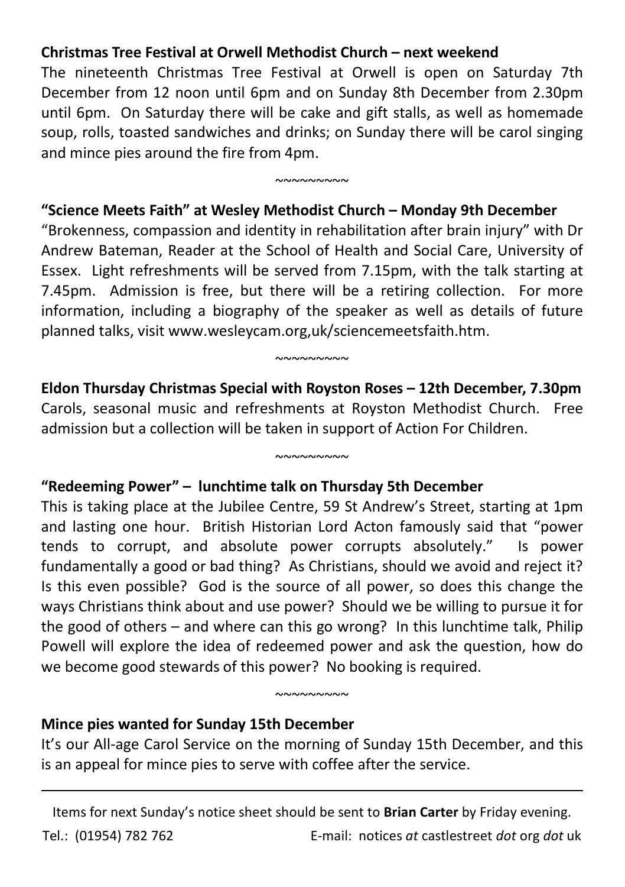**Christmas Tree Festival at Orwell Methodist Church – next weekend**

The nineteenth Christmas Tree Festival at Orwell is open on Saturday 7th December from 12 noon until 6pm and on Sunday 8th December from 2.30pm until 6pm. On Saturday there will be cake and gift stalls, as well as homemade soup, rolls, toasted sandwiches and drinks; on Sunday there will be carol singing and mince pies around the fire from 4pm.

~~~~~~~~~

**"Science Meets Faith" at Wesley Methodist Church – Monday 9th December**

"Brokenness, compassion and identity in rehabilitation after brain injury" with Dr Andrew Bateman, Reader at the School of Health and Social Care, University of Essex. Light refreshments will be served from 7.15pm, with the talk starting at 7.45pm. Admission is free, but there will be a retiring collection. For more information, including a biography of the speaker as well as details of future planned talks, visit www.wesleycam.org,uk/sciencemeetsfaith.htm.

~~~~~~~~~

**Eldon Thursday Christmas Special with Royston Roses – 12th December, 7.30pm**

Carols, seasonal music and refreshments at Royston Methodist Church. Free admission but a collection will be taken in support of Action For Children.

~~~~~~~~~

**"Redeeming Power" – lunchtime talk on Thursday 5th December**

This is taking place at the Jubilee Centre, 59 St Andrew's Street, starting at 1pm and lasting one hour. British Historian Lord Acton famously said that "power tends to corrupt, and absolute power corrupts absolutely." Is power fundamentally a good or bad thing? As Christians, should we avoid and reject it? Is this even possible? God is the source of all power, so does this change the ways Christians think about and use power? Should we be willing to pursue it for the good of others – and where can this go wrong? In this lunchtime talk, Philip Powell will explore the idea of redeemed power and ask the question, how do we become good stewards of this power? No booking is required.

~~~~~~~~~

**Mince pies wanted for Sunday 15th December**

It's our All-age Carol Service on the morning of Sunday 15th December, and this is an appeal for mince pies to serve with coffee after the service.

---

Items for next Sunday's notice sheet should be sent to **Brian Carter** by Friday evening.

Tel.: (01954) 782 762 E-mail: notices *at* castlestreet *dot* org *dot* uk